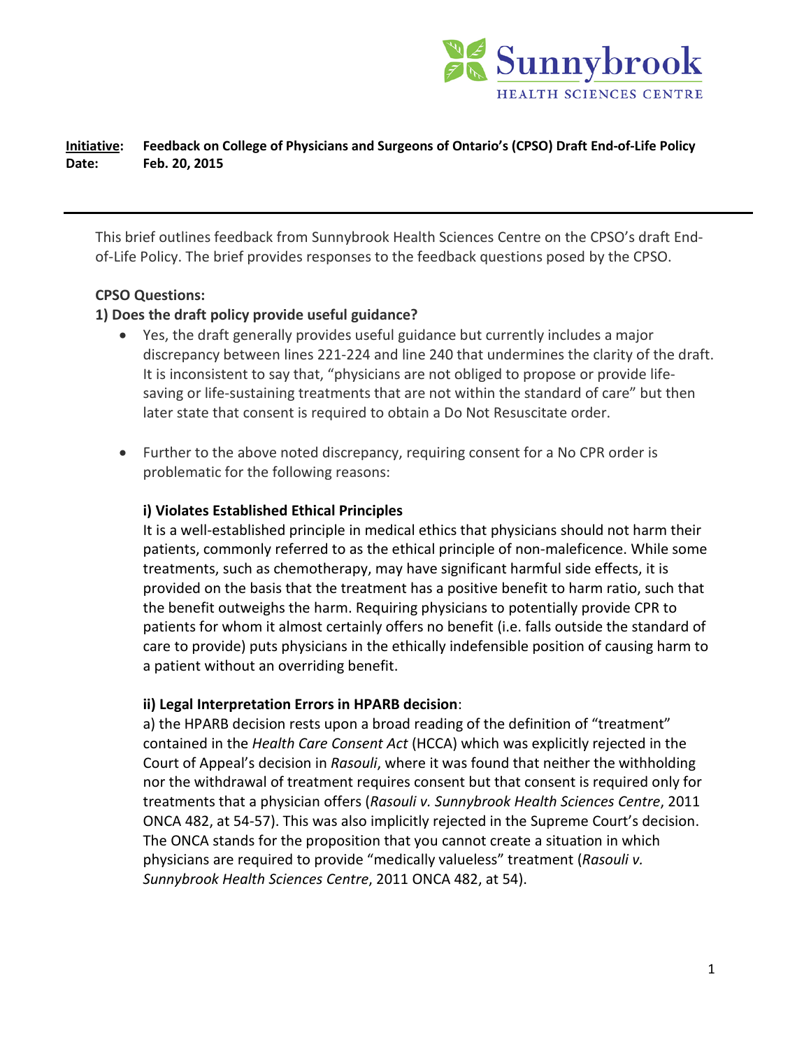Sunnybrook HEALTH SCIENCES CENTRE

**Initiative:** **Feedback on College of Physicians and Surgeons of Ontario's (CPSO) Draft End-of-Life Policy**
**Date:** **Feb. 20, 2015**

---

This brief outlines feedback from Sunnybrook Health Sciences Centre on the CPSO's draft End-of-Life Policy. The brief provides responses to the feedback questions posed by the CPSO.

**CPSO Questions:**

**1) Does the draft policy provide useful guidance?**

- Yes, the draft generally provides useful guidance but currently includes a major discrepancy between lines 221-224 and line 240 that undermines the clarity of the draft. It is inconsistent to say that, "physicians are not obliged to propose or provide life-saving or life-sustaining treatments that are not within the standard of care" but then later state that consent is required to obtain a Do Not Resuscitate order.

- Further to the above noted discrepancy, requiring consent for a No CPR order is problematic for the following reasons:

  **i) Violates Established Ethical Principles**
  It is a well-established principle in medical ethics that physicians should not harm their patients, commonly referred to as the ethical principle of non-maleficence. While some treatments, such as chemotherapy, may have significant harmful side effects, it is provided on the basis that the treatment has a positive benefit to harm ratio, such that the benefit outweighs the harm. Requiring physicians to potentially provide CPR to patients for whom it almost certainly offers no benefit (i.e. falls outside the standard of care to provide) puts physicians in the ethically indefensible position of causing harm to a patient without an overriding benefit.

  **ii) Legal Interpretation Errors in HPARB decision**:
  a) the HPARB decision rests upon a broad reading of the definition of "treatment" contained in the *Health Care Consent Act* (HCCA) which was explicitly rejected in the Court of Appeal's decision in *Rasouli*, where it was found that neither the withholding nor the withdrawal of treatment requires consent but that consent is required only for treatments that a physician offers (*Rasouli v. Sunnybrook Health Sciences Centre*, 2011 ONCA 482, at 54-57). This was also implicitly rejected in the Supreme Court's decision. The ONCA stands for the proposition that you cannot create a situation in which physicians are required to provide "medically valueless" treatment (*Rasouli v. Sunnybrook Health Sciences Centre*, 2011 ONCA 482, at 54).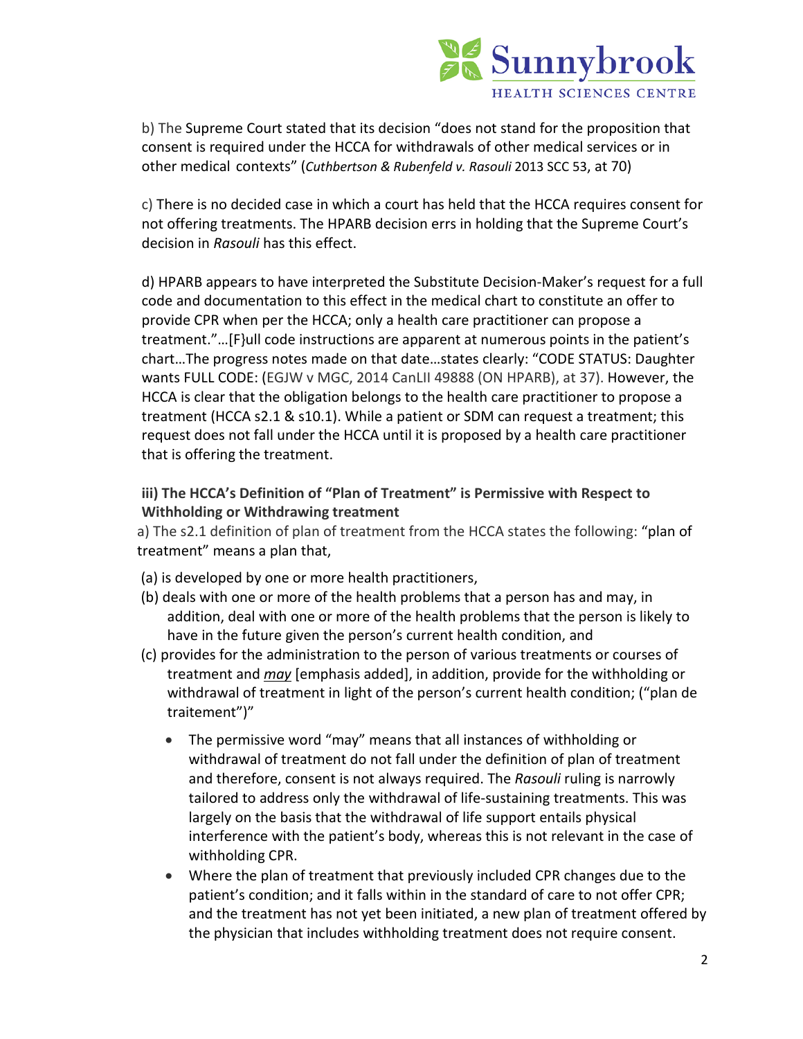b) The Supreme Court stated that its decision "does not stand for the proposition that consent is required under the HCCA for withdrawals of other medical services or in other medical contexts" (*Cuthbertson & Rubenfeld v. Rasouli* 2013 SCC 53, at 70)

c) There is no decided case in which a court has held that the HCCA requires consent for not offering treatments. The HPARB decision errs in holding that the Supreme Court's decision in *Rasouli* has this effect.

d) HPARB appears to have interpreted the Substitute Decision-Maker's request for a full code and documentation to this effect in the medical chart to constitute an offer to provide CPR when per the HCCA; only a health care practitioner can propose a treatment."…[F}ull code instructions are apparent at numerous points in the patient's chart…The progress notes made on that date…states clearly: "CODE STATUS: Daughter wants FULL CODE: (EGJW v MGC, 2014 CanLII 49888 (ON HPARB), at 37). However, the HCCA is clear that the obligation belongs to the health care practitioner to propose a treatment (HCCA s2.1 & s10.1). While a patient or SDM can request a treatment; this request does not fall under the HCCA until it is proposed by a health care practitioner that is offering the treatment.

**iii) The HCCA's Definition of "Plan of Treatment" is Permissive with Respect to Withholding or Withdrawing treatment**

a) The s2.1 definition of plan of treatment from the HCCA states the following: "plan of treatment" means a plan that,

(a) is developed by one or more health practitioners,
(b) deals with one or more of the health problems that a person has and may, in addition, deal with one or more of the health problems that the person is likely to have in the future given the person's current health condition, and
(c) provides for the administration to the person of various treatments or courses of treatment and ***may*** [emphasis added], in addition, provide for the withholding or withdrawal of treatment in light of the person's current health condition; ("plan de traitement")"

- The permissive word "may" means that all instances of withholding or withdrawal of treatment do not fall under the definition of plan of treatment and therefore, consent is not always required. The *Rasouli* ruling is narrowly tailored to address only the withdrawal of life-sustaining treatments. This was largely on the basis that the withdrawal of life support entails physical interference with the patient's body, whereas this is not relevant in the case of withholding CPR.
- Where the plan of treatment that previously included CPR changes due to the patient's condition; and it falls within in the standard of care to not offer CPR; and the treatment has not yet been initiated, a new plan of treatment offered by the physician that includes withholding treatment does not require consent.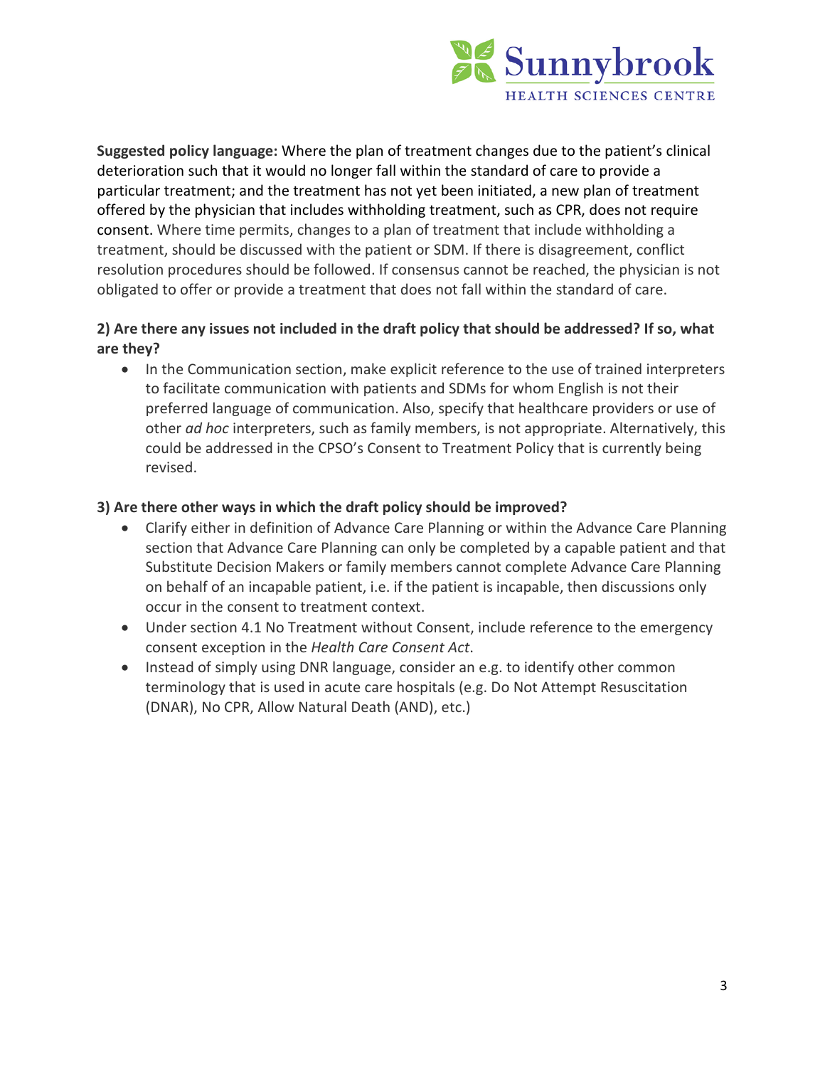**Suggested policy language:** Where the plan of treatment changes due to the patient's clinical deterioration such that it would no longer fall within the standard of care to provide a particular treatment; and the treatment has not yet been initiated, a new plan of treatment offered by the physician that includes withholding treatment, such as CPR, does not require consent. Where time permits, changes to a plan of treatment that include withholding a treatment, should be discussed with the patient or SDM. If there is disagreement, conflict resolution procedures should be followed. If consensus cannot be reached, the physician is not obligated to offer or provide a treatment that does not fall within the standard of care.

**2) Are there any issues not included in the draft policy that should be addressed? If so, what are they?**

- In the Communication section, make explicit reference to the use of trained interpreters to facilitate communication with patients and SDMs for whom English is not their preferred language of communication. Also, specify that healthcare providers or use of other *ad hoc* interpreters, such as family members, is not appropriate. Alternatively, this could be addressed in the CPSO's Consent to Treatment Policy that is currently being revised.

**3) Are there other ways in which the draft policy should be improved?**

- Clarify either in definition of Advance Care Planning or within the Advance Care Planning section that Advance Care Planning can only be completed by a capable patient and that Substitute Decision Makers or family members cannot complete Advance Care Planning on behalf of an incapable patient, i.e. if the patient is incapable, then discussions only occur in the consent to treatment context.
- Under section 4.1 No Treatment without Consent, include reference to the emergency consent exception in the *Health Care Consent Act*.
- Instead of simply using DNR language, consider an e.g. to identify other common terminology that is used in acute care hospitals (e.g. Do Not Attempt Resuscitation (DNAR), No CPR, Allow Natural Death (AND), etc.)